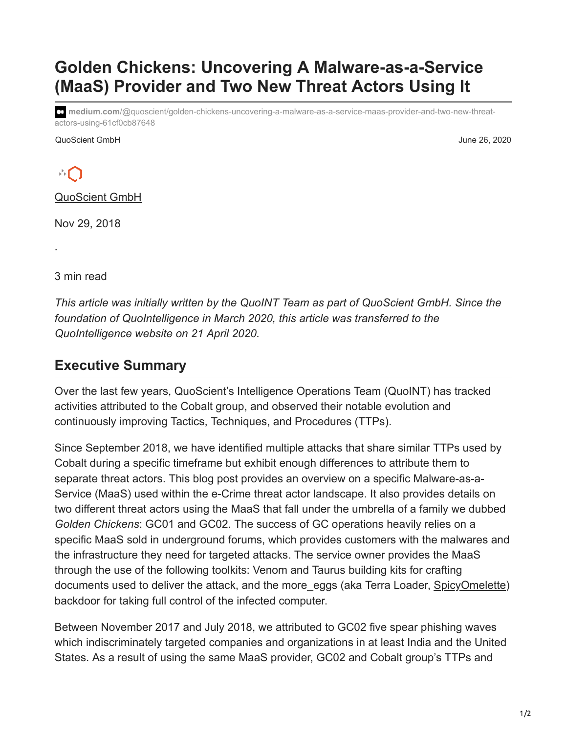# Golden Chickens: Uncovering A Malware-as-a-Service (MaaS) Provider and Two New Threat Actors Using It

medium.com/@quoscient/golden-chickens-uncovering-a-malware-as-a-service-maas-provider-and-two-new-threat-actors-using-61cf0cb87648

QuoScient GmbH

June 26, 2020

QuoScient GmbH

Nov 29, 2018

·

3 min read

*This article was initially written by the QuoINT Team as part of QuoScient GmbH. Since the foundation of QuoIntelligence in March 2020, this article was transferred to the QuoIntelligence website on 21 April 2020.*

## Executive Summary

Over the last few years, QuoScient's Intelligence Operations Team (QuoINT) has tracked activities attributed to the Cobalt group, and observed their notable evolution and continuously improving Tactics, Techniques, and Procedures (TTPs).

Since September 2018, we have identified multiple attacks that share similar TTPs used by Cobalt during a specific timeframe but exhibit enough differences to attribute them to separate threat actors. This blog post provides an overview on a specific Malware-as-a-Service (MaaS) used within the e-Crime threat actor landscape. It also provides details on two different threat actors using the MaaS that fall under the umbrella of a family we dubbed *Golden Chickens*: GC01 and GC02. The success of GC operations heavily relies on a specific MaaS sold in underground forums, which provides customers with the malwares and the infrastructure they need for targeted attacks. The service owner provides the MaaS through the use of the following toolkits: Venom and Taurus building kits for crafting documents used to deliver the attack, and the more_eggs (aka Terra Loader, SpicyOmelette) backdoor for taking full control of the infected computer.

Between November 2017 and July 2018, we attributed to GC02 five spear phishing waves which indiscriminately targeted companies and organizations in at least India and the United States. As a result of using the same MaaS provider, GC02 and Cobalt group's TTPs and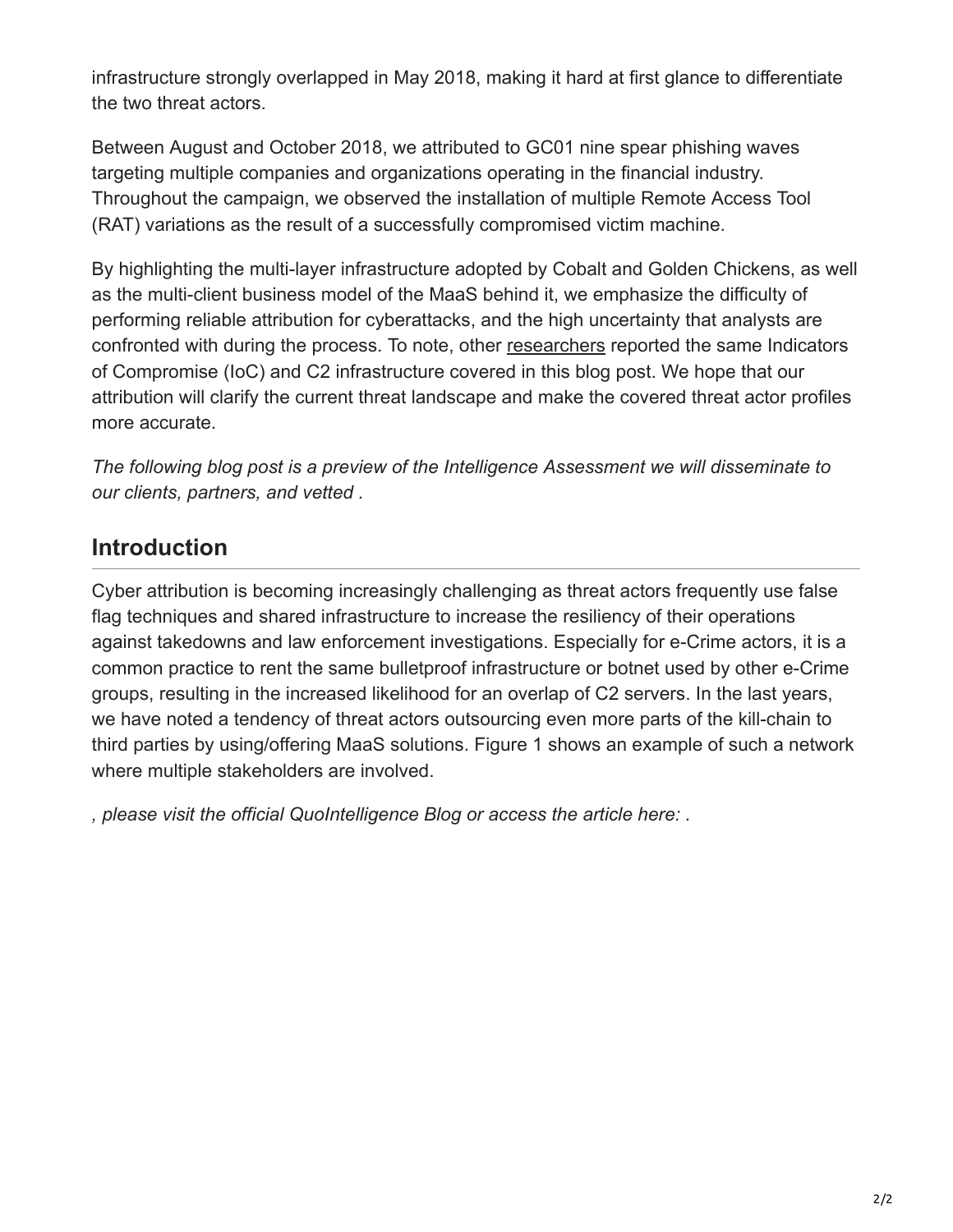infrastructure strongly overlapped in May 2018, making it hard at first glance to differentiate the two threat actors.

Between August and October 2018, we attributed to GC01 nine spear phishing waves targeting multiple companies and organizations operating in the financial industry. Throughout the campaign, we observed the installation of multiple Remote Access Tool (RAT) variations as the result of a successfully compromised victim machine.

By highlighting the multi-layer infrastructure adopted by Cobalt and Golden Chickens, as well as the multi-client business model of the MaaS behind it, we emphasize the difficulty of performing reliable attribution for cyberattacks, and the high uncertainty that analysts are confronted with during the process. To note, other researchers reported the same Indicators of Compromise (IoC) and C2 infrastructure covered in this blog post. We hope that our attribution will clarify the current threat landscape and make the covered threat actor profiles more accurate.

*The following blog post is a preview of the Intelligence Assessment we will disseminate to our clients, partners, and vetted .*

## Introduction

Cyber attribution is becoming increasingly challenging as threat actors frequently use false flag techniques and shared infrastructure to increase the resiliency of their operations against takedowns and law enforcement investigations. Especially for e-Crime actors, it is a common practice to rent the same bulletproof infrastructure or botnet used by other e-Crime groups, resulting in the increased likelihood for an overlap of C2 servers. In the last years, we have noted a tendency of threat actors outsourcing even more parts of the kill-chain to third parties by using/offering MaaS solutions. Figure 1 shows an example of such a network where multiple stakeholders are involved.

*, please visit the official QuoIntelligence Blog or access the article here: .*